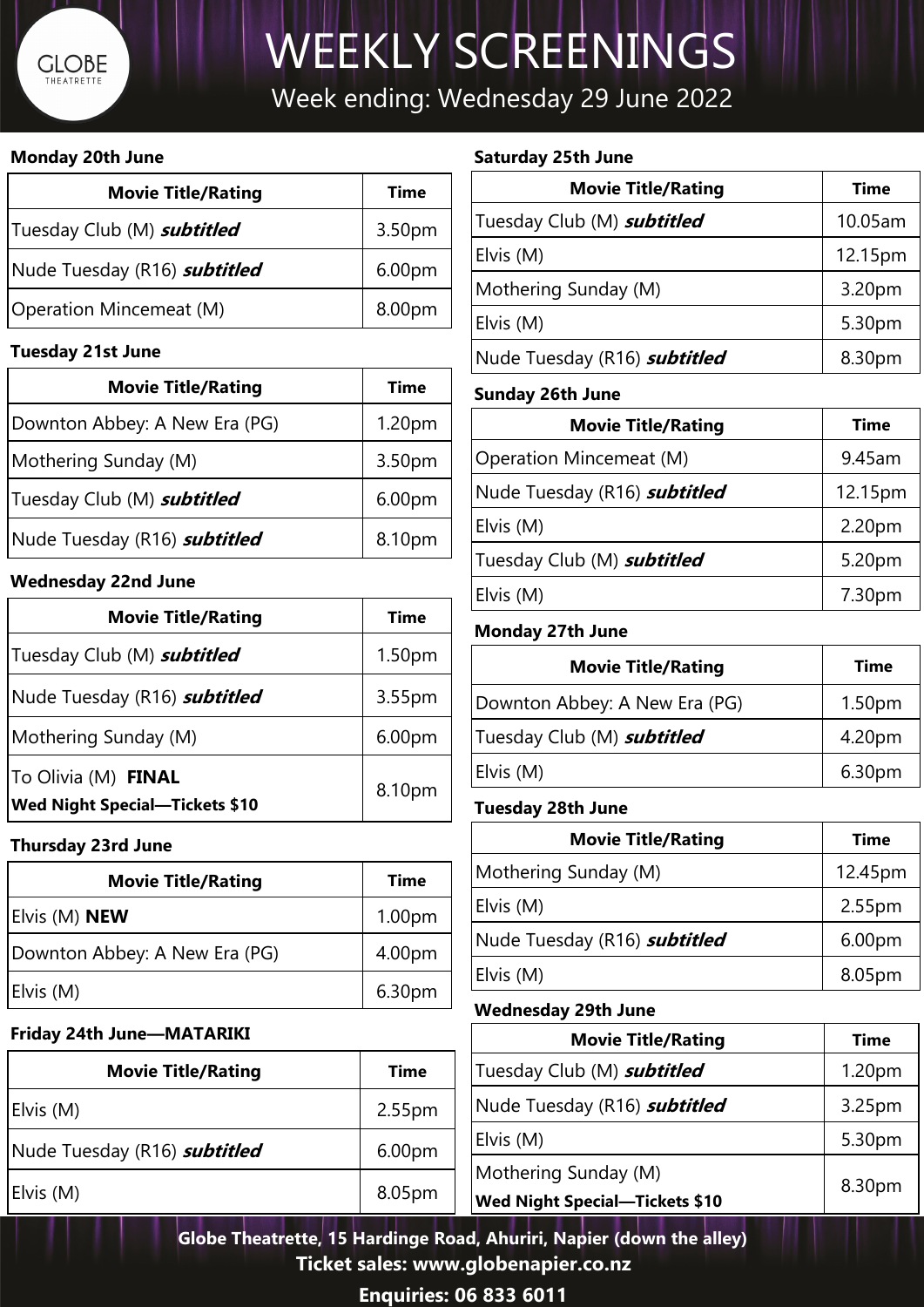GLOBE THEATRETTE

# WEEKLY SCREENINGS

Week ending: Wednesday 29 June 2022

**Monday 20th June**

| Movie Title/Rating | Time |
|---|---|
| Tuesday Club (M) ***subtitled*** | 3.50pm |
| Nude Tuesday (R16) ***subtitled*** | 6.00pm |
| Operation Mincemeat (M) | 8.00pm |

**Tuesday 21st June**

| Movie Title/Rating | Time |
|---|---|
| Downton Abbey: A New Era (PG) | 1.20pm |
| Mothering Sunday (M) | 3.50pm |
| Tuesday Club (M) ***subtitled*** | 6.00pm |
| Nude Tuesday (R16) ***subtitled*** | 8.10pm |

**Wednesday 22nd June**

| Movie Title/Rating | Time |
|---|---|
| Tuesday Club (M) ***subtitled*** | 1.50pm |
| Nude Tuesday (R16) ***subtitled*** | 3.55pm |
| Mothering Sunday (M) | 6.00pm |
| To Olivia (M) **FINAL** **Wed Night Special—Tickets $10** | 8.10pm |

**Thursday 23rd June**

| Movie Title/Rating | Time |
|---|---|
| Elvis (M) **NEW** | 1.00pm |
| Downton Abbey: A New Era (PG) | 4.00pm |
| Elvis (M) | 6.30pm |

**Friday 24th June—MATARIKI**

| Movie Title/Rating | Time |
|---|---|
| Elvis (M) | 2.55pm |
| Nude Tuesday (R16) ***subtitled*** | 6.00pm |
| Elvis (M) | 8.05pm |

**Saturday 25th June**

| Movie Title/Rating | Time |
|---|---|
| Tuesday Club (M) ***subtitled*** | 10.05am |
| Elvis (M) | 12.15pm |
| Mothering Sunday (M) | 3.20pm |
| Elvis (M) | 5.30pm |
| Nude Tuesday (R16) ***subtitled*** | 8.30pm |

**Sunday 26th June**

| Movie Title/Rating | Time |
|---|---|
| Operation Mincemeat (M) | 9.45am |
| Nude Tuesday (R16) ***subtitled*** | 12.15pm |
| Elvis (M) | 2.20pm |
| Tuesday Club (M) ***subtitled*** | 5.20pm |
| Elvis (M) | 7.30pm |

**Monday 27th June**

| Movie Title/Rating | Time |
|---|---|
| Downton Abbey: A New Era (PG) | 1.50pm |
| Tuesday Club (M) ***subtitled*** | 4.20pm |
| Elvis (M) | 6.30pm |

**Tuesday 28th June**

| Movie Title/Rating | Time |
|---|---|
| Mothering Sunday (M) | 12.45pm |
| Elvis (M) | 2.55pm |
| Nude Tuesday (R16) ***subtitled*** | 6.00pm |
| Elvis (M) | 8.05pm |

**Wednesday 29th June**

| Movie Title/Rating | Time |
|---|---|
| Tuesday Club (M) ***subtitled*** | 1.20pm |
| Nude Tuesday (R16) ***subtitled*** | 3.25pm |
| Elvis (M) | 5.30pm |
| Mothering Sunday (M) **Wed Night Special—Tickets $10** | 8.30pm |

**Globe Theatrette, 15 Hardinge Road, Ahuriri, Napier (down the alley)**

**Ticket sales: www.globenapier.co.nz**

**Enquiries: 06 833 6011**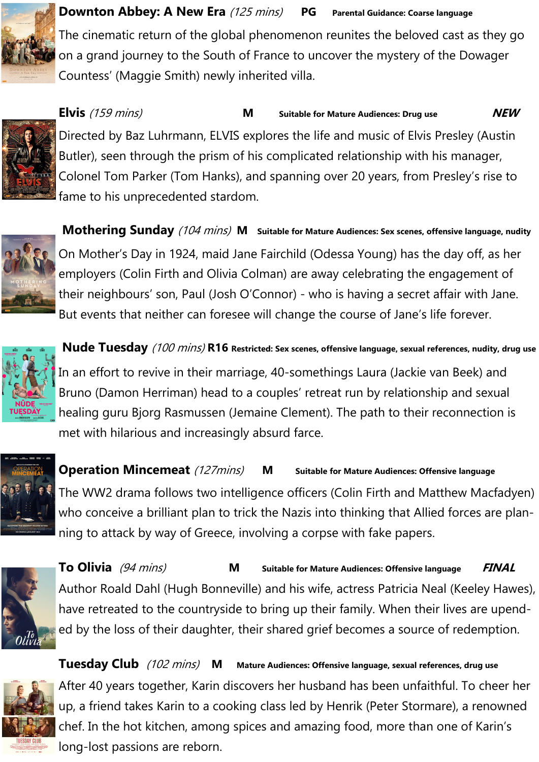**Downton Abbey: A New Era** *(125 mins)* **PG** **Parental Guidance: Coarse language**

The cinematic return of the global phenomenon reunites the beloved cast as they go on a grand journey to the South of France to uncover the mystery of the Dowager Countess' (Maggie Smith) newly inherited villa.

**Elvis** *(159 mins)* **M** **Suitable for Mature Audiences: Drug use** ***NEW***

Directed by Baz Luhrmann, ELVIS explores the life and music of Elvis Presley (Austin Butler), seen through the prism of his complicated relationship with his manager, Colonel Tom Parker (Tom Hanks), and spanning over 20 years, from Presley's rise to fame to his unprecedented stardom.

**Mothering Sunday** *(104 mins)* **M** **Suitable for Mature Audiences: Sex scenes, offensive language, nudity**

On Mother's Day in 1924, maid Jane Fairchild (Odessa Young) has the day off, as her employers (Colin Firth and Olivia Colman) are away celebrating the engagement of their neighbours' son, Paul (Josh O'Connor) - who is having a secret affair with Jane. But events that neither can foresee will change the course of Jane's life forever.

**Nude Tuesday** *(100 mins)* **R16** **Restricted: Sex scenes, offensive language, sexual references, nudity, drug use**

In an effort to revive in their marriage, 40-somethings Laura (Jackie van Beek) and Bruno (Damon Herriman) head to a couples' retreat run by relationship and sexual healing guru Bjorg Rasmussen (Jemaine Clement). The path to their reconnection is met with hilarious and increasingly absurd farce.

**Operation Mincemeat** *(127mins)* **M** **Suitable for Mature Audiences: Offensive language**

The WW2 drama follows two intelligence officers (Colin Firth and Matthew Macfadyen) who conceive a brilliant plan to trick the Nazis into thinking that Allied forces are planning to attack by way of Greece, involving a corpse with fake papers.

**To Olivia** *(94 mins)* **M** **Suitable for Mature Audiences: Offensive language** ***FINAL***

Author Roald Dahl (Hugh Bonneville) and his wife, actress Patricia Neal (Keeley Hawes), have retreated to the countryside to bring up their family. When their lives are upended by the loss of their daughter, their shared grief becomes a source of redemption.

**Tuesday Club** *(102 mins)* **M** **Mature Audiences: Offensive language, sexual references, drug use**

After 40 years together, Karin discovers her husband has been unfaithful. To cheer her up, a friend takes Karin to a cooking class led by Henrik (Peter Stormare), a renowned chef. In the hot kitchen, among spices and amazing food, more than one of Karin's long-lost passions are reborn.